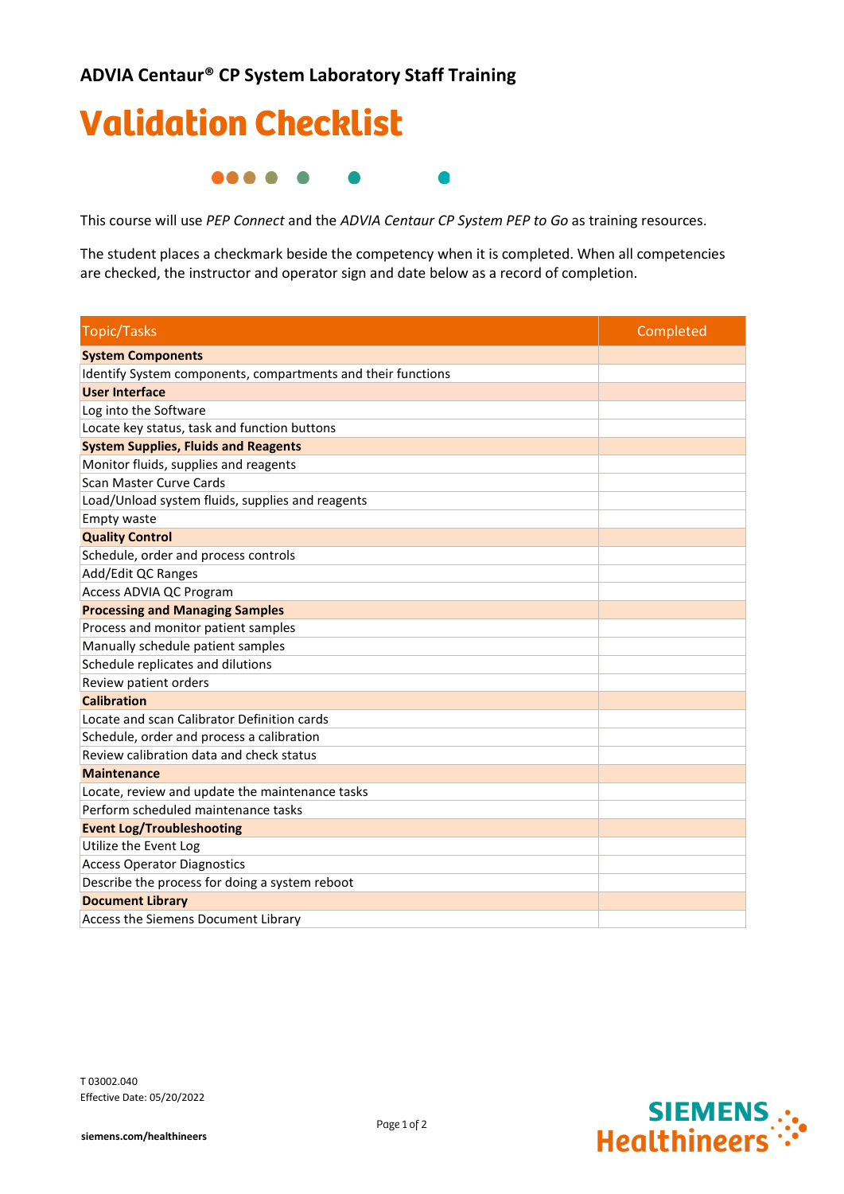## ADVIA Centaur® CP System Laboratory Staff Training

# Validation Checklist

This course will use *PEP Connect* and the *ADVIA Centaur CP System PEP to Go* as training resources.

The student places a checkmark beside the competency when it is completed. When all competencies are checked, the instructor and operator sign and date below as a record of completion.

| Topic/Tasks | Completed |
|---|---|
| **System Components** | |
| Identify System components, compartments and their functions | |
| **User Interface** | |
| Log into the Software | |
| Locate key status, task and function buttons | |
| **System Supplies, Fluids and Reagents** | |
| Monitor fluids, supplies and reagents | |
| Scan Master Curve Cards | |
| Load/Unload system fluids, supplies and reagents | |
| Empty waste | |
| **Quality Control** | |
| Schedule, order and process controls | |
| Add/Edit QC Ranges | |
| Access ADVIA QC Program | |
| **Processing and Managing Samples** | |
| Process and monitor patient samples | |
| Manually schedule patient samples | |
| Schedule replicates and dilutions | |
| Review patient orders | |
| **Calibration** | |
| Locate and scan Calibrator Definition cards | |
| Schedule, order and process a calibration | |
| Review calibration data and check status | |
| **Maintenance** | |
| Locate, review and update the maintenance tasks | |
| Perform scheduled maintenance tasks | |
| **Event Log/Troubleshooting** | |
| Utilize the Event Log | |
| Access Operator Diagnostics | |
| Describe the process for doing a system reboot | |
| **Document Library** | |
| Access the Siemens Document Library | |

T 03002.040
Effective Date: 05/20/2022

siemens.com/healthineers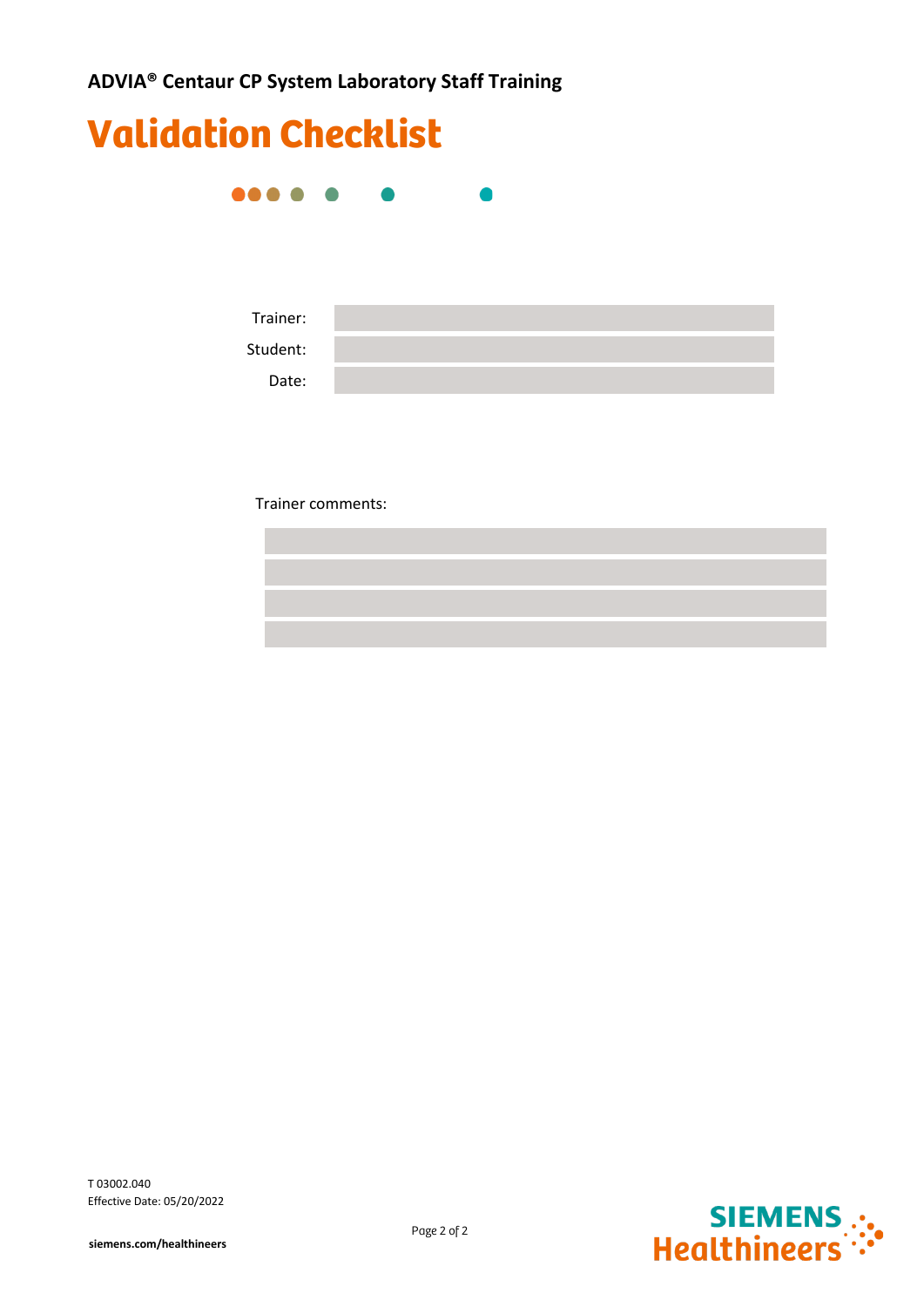**ADVIA® Centaur CP System Laboratory Staff Training**

# Validation Checklist

Trainer:

Student:

Date:

Trainer comments:

T 03002.040
Effective Date: 05/20/2022

siemens.com/healthineers